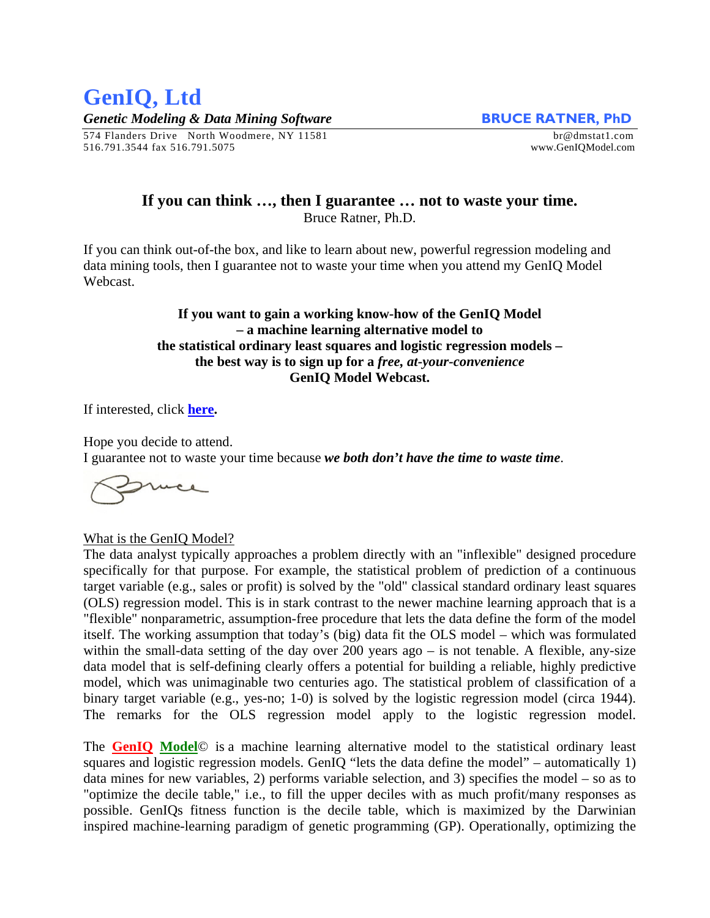# GenIQ, Ltd

***Genetic Modeling & Data Mining Software***

**BRUCE RATNER, PhD**

574 Flanders Drive North Woodmere, NY 11581
516.791.3544 fax 516.791.5075

br@dmstat1.com
www.GenIQModel.com

## If you can think …, then I guarantee … not to waste your time.

Bruce Ratner, Ph.D.

If you can think out-of-the box, and like to learn about new, powerful regression modeling and data mining tools, then I guarantee not to waste your time when you attend my GenIQ Model Webcast.

**If you want to gain a working know-how of the GenIQ Model – a machine learning alternative model to the statistical ordinary least squares and logistic regression models – the best way is to sign up for a *free, at-your-convenience* GenIQ Model Webcast.**

If interested, click **here.**

Hope you decide to attend.
I guarantee not to waste your time because ***we both don't have the time to waste time***.

Bruce

What is the GenIQ Model?

The data analyst typically approaches a problem directly with an "inflexible" designed procedure specifically for that purpose. For example, the statistical problem of prediction of a continuous target variable (e.g., sales or profit) is solved by the "old" classical standard ordinary least squares (OLS) regression model. This is in stark contrast to the newer machine learning approach that is a "flexible" nonparametric, assumption-free procedure that lets the data define the form of the model itself. The working assumption that today's (big) data fit the OLS model – which was formulated within the small-data setting of the day over 200 years ago – is not tenable. A flexible, any-size data model that is self-defining clearly offers a potential for building a reliable, highly predictive model, which was unimaginable two centuries ago. The statistical problem of classification of a binary target variable (e.g., yes-no; 1-0) is solved by the logistic regression model (circa 1944). The remarks for the OLS regression model apply to the logistic regression model.

The **GenIQ Model**© is a machine learning alternative model to the statistical ordinary least squares and logistic regression models. GenIQ "lets the data define the model" – automatically 1) data mines for new variables, 2) performs variable selection, and 3) specifies the model – so as to "optimize the decile table," i.e., to fill the upper deciles with as much profit/many responses as possible. GenIQs fitness function is the decile table, which is maximized by the Darwinian inspired machine-learning paradigm of genetic programming (GP). Operationally, optimizing the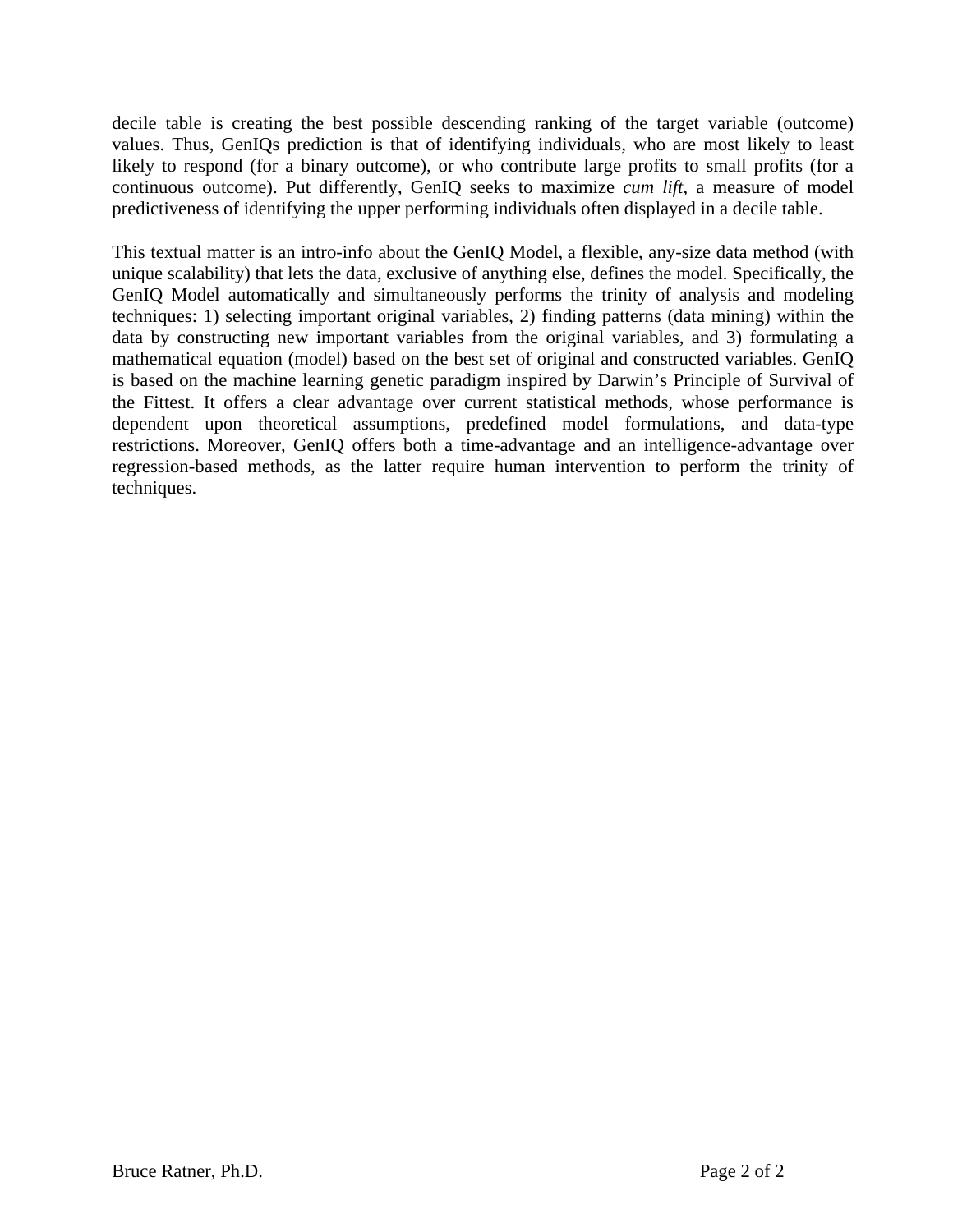decile table is creating the best possible descending ranking of the target variable (outcome) values. Thus, GenIQs prediction is that of identifying individuals, who are most likely to least likely to respond (for a binary outcome), or who contribute large profits to small profits (for a continuous outcome). Put differently, GenIQ seeks to maximize *cum lift*, a measure of model predictiveness of identifying the upper performing individuals often displayed in a decile table.

This textual matter is an intro-info about the GenIQ Model, a flexible, any-size data method (with unique scalability) that lets the data, exclusive of anything else, defines the model. Specifically, the GenIQ Model automatically and simultaneously performs the trinity of analysis and modeling techniques: 1) selecting important original variables, 2) finding patterns (data mining) within the data by constructing new important variables from the original variables, and 3) formulating a mathematical equation (model) based on the best set of original and constructed variables. GenIQ is based on the machine learning genetic paradigm inspired by Darwin's Principle of Survival of the Fittest. It offers a clear advantage over current statistical methods, whose performance is dependent upon theoretical assumptions, predefined model formulations, and data-type restrictions. Moreover, GenIQ offers both a time-advantage and an intelligence-advantage over regression-based methods, as the latter require human intervention to perform the trinity of techniques.